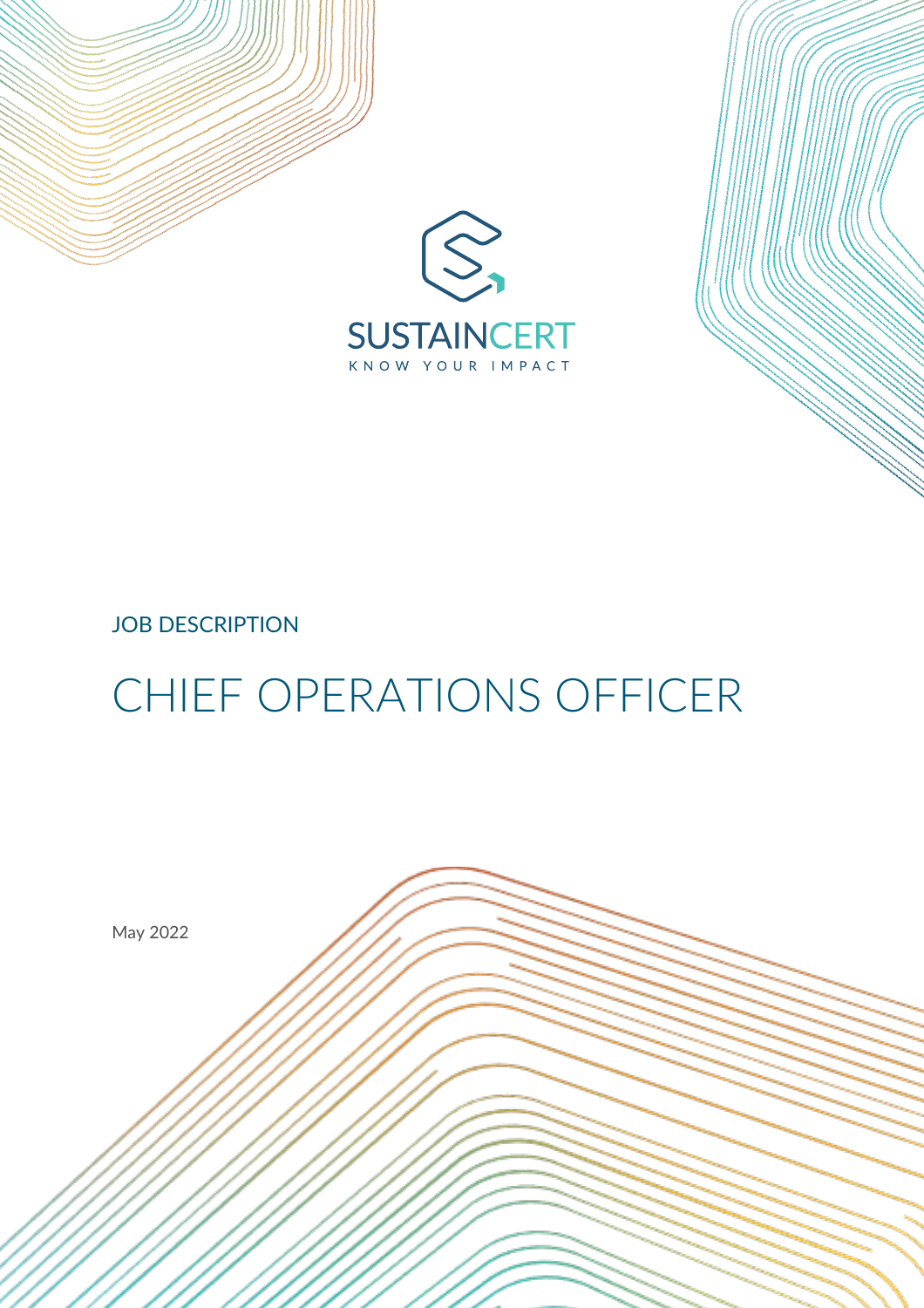SUSTAINCERT

KNOW YOUR IMPACT

JOB DESCRIPTION

# CHIEF OPERATIONS OFFICER

May 2022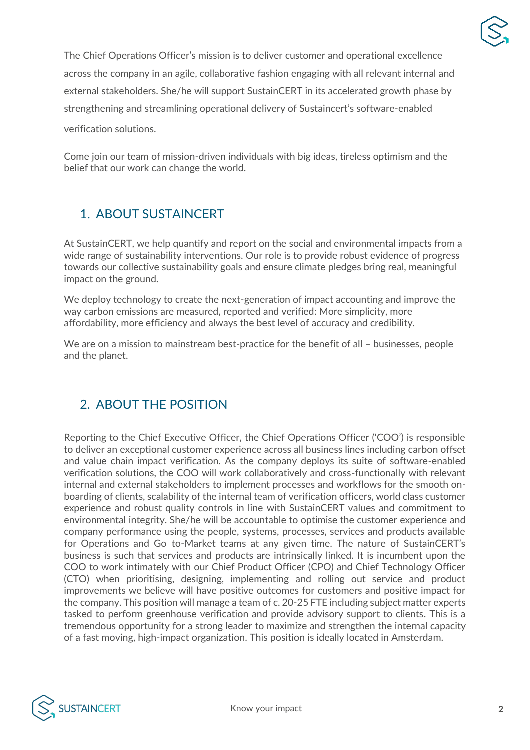The Chief Operations Officer's mission is to deliver customer and operational excellence across the company in an agile, collaborative fashion engaging with all relevant internal and external stakeholders. She/he will support SustainCERT in its accelerated growth phase by strengthening and streamlining operational delivery of Sustaincert's software-enabled verification solutions.

Come join our team of mission-driven individuals with big ideas, tireless optimism and the belief that our work can change the world.

## 1. ABOUT SUSTAINCERT

At SustainCERT, we help quantify and report on the social and environmental impacts from a wide range of sustainability interventions. Our role is to provide robust evidence of progress towards our collective sustainability goals and ensure climate pledges bring real, meaningful impact on the ground.

We deploy technology to create the next-generation of impact accounting and improve the way carbon emissions are measured, reported and verified: More simplicity, more affordability, more efficiency and always the best level of accuracy and credibility.

We are on a mission to mainstream best-practice for the benefit of all – businesses, people and the planet.

## 2. ABOUT THE POSITION

Reporting to the Chief Executive Officer, the Chief Operations Officer ('COO') is responsible to deliver an exceptional customer experience across all business lines including carbon offset and value chain impact verification. As the company deploys its suite of software-enabled verification solutions, the COO will work collaboratively and cross-functionally with relevant internal and external stakeholders to implement processes and workflows for the smooth on-boarding of clients, scalability of the internal team of verification officers, world class customer experience and robust quality controls in line with SustainCERT values and commitment to environmental integrity. She/he will be accountable to optimise the customer experience and company performance using the people, systems, processes, services and products available for Operations and Go to-Market teams at any given time. The nature of SustainCERT's business is such that services and products are intrinsically linked. It is incumbent upon the COO to work intimately with our Chief Product Officer (CPO) and Chief Technology Officer (CTO) when prioritising, designing, implementing and rolling out service and product improvements we believe will have positive outcomes for customers and positive impact for the company. This position will manage a team of c. 20-25 FTE including subject matter experts tasked to perform greenhouse verification and provide advisory support to clients. This is a tremendous opportunity for a strong leader to maximize and strengthen the internal capacity of a fast moving, high-impact organization. This position is ideally located in Amsterdam.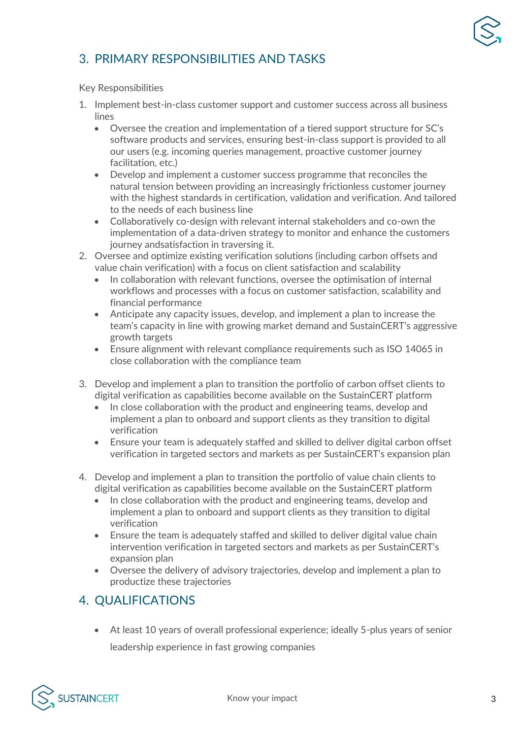## 3. PRIMARY RESPONSIBILITIES AND TASKS

Key Responsibilities

1. Implement best-in-class customer support and customer success across all business lines
   - Oversee the creation and implementation of a tiered support structure for SC's software products and services, ensuring best-in-class support is provided to all our users (e.g. incoming queries management, proactive customer journey facilitation, etc.)
   - Develop and implement a customer success programme that reconciles the natural tension between providing an increasingly frictionless customer journey with the highest standards in certification, validation and verification. And tailored to the needs of each business line
   - Collaboratively co-design with relevant internal stakeholders and co-own the implementation of a data-driven strategy to monitor and enhance the customers journey andsatisfaction in traversing it.
2. Oversee and optimize existing verification solutions (including carbon offsets and value chain verification) with a focus on client satisfaction and scalability
   - In collaboration with relevant functions, oversee the optimisation of internal workflows and processes with a focus on customer satisfaction, scalability and financial performance
   - Anticipate any capacity issues, develop, and implement a plan to increase the team's capacity in line with growing market demand and SustainCERT's aggressive growth targets
   - Ensure alignment with relevant compliance requirements such as ISO 14065 in close collaboration with the compliance team
3. Develop and implement a plan to transition the portfolio of carbon offset clients to digital verification as capabilities become available on the SustainCERT platform
   - In close collaboration with the product and engineering teams, develop and implement a plan to onboard and support clients as they transition to digital verification
   - Ensure your team is adequately staffed and skilled to deliver digital carbon offset verification in targeted sectors and markets as per SustainCERT's expansion plan
4. Develop and implement a plan to transition the portfolio of value chain clients to digital verification as capabilities become available on the SustainCERT platform
   - In close collaboration with the product and engineering teams, develop and implement a plan to onboard and support clients as they transition to digital verification
   - Ensure the team is adequately staffed and skilled to deliver digital value chain intervention verification in targeted sectors and markets as per SustainCERT's expansion plan
   - Oversee the delivery of advisory trajectories, develop and implement a plan to productize these trajectories

## 4. QUALIFICATIONS

- At least 10 years of overall professional experience; ideally 5-plus years of senior leadership experience in fast growing companies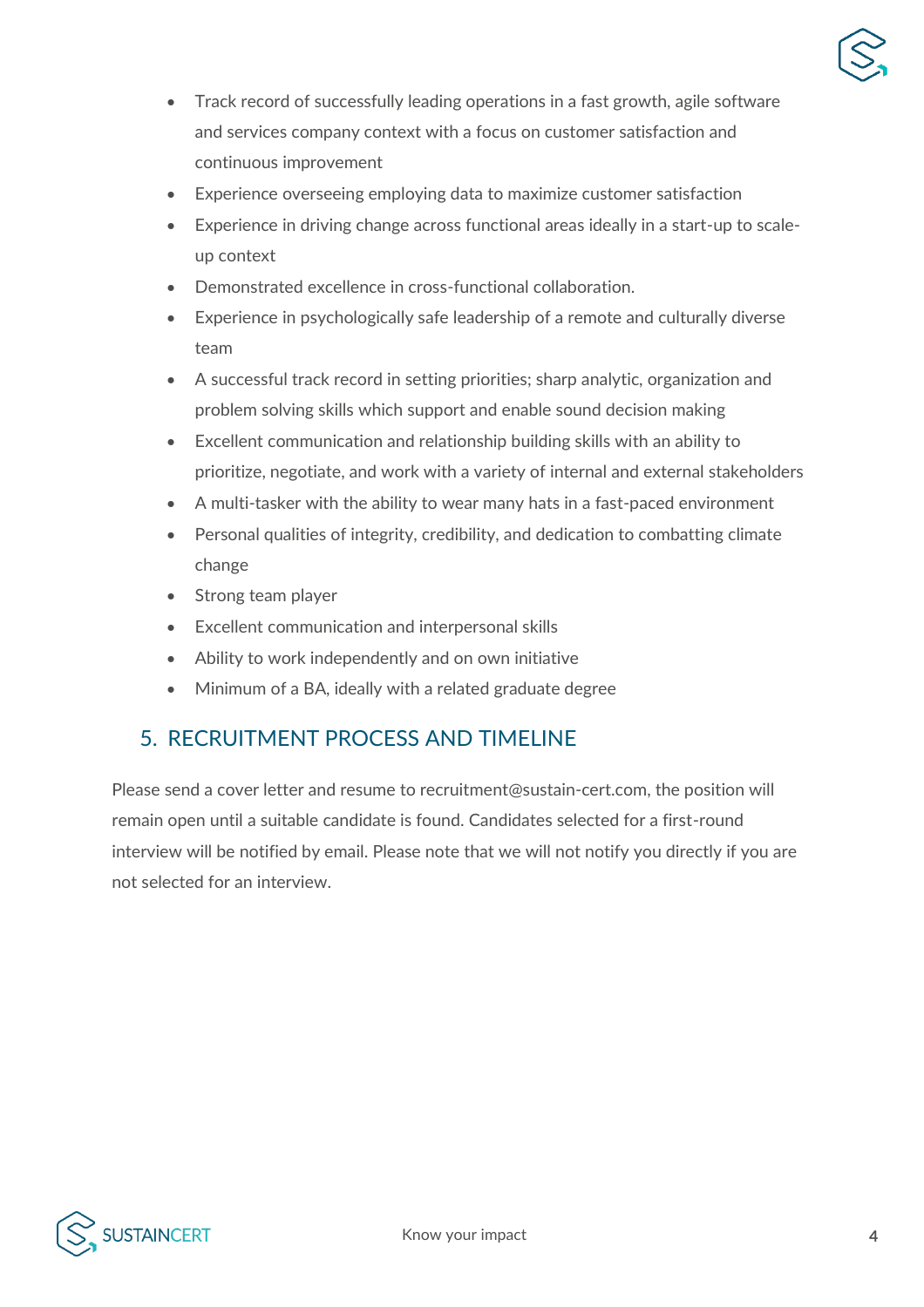- Track record of successfully leading operations in a fast growth, agile software and services company context with a focus on customer satisfaction and continuous improvement
- Experience overseeing employing data to maximize customer satisfaction
- Experience in driving change across functional areas ideally in a start-up to scale-up context
- Demonstrated excellence in cross-functional collaboration.
- Experience in psychologically safe leadership of a remote and culturally diverse team
- A successful track record in setting priorities; sharp analytic, organization and problem solving skills which support and enable sound decision making
- Excellent communication and relationship building skills with an ability to prioritize, negotiate, and work with a variety of internal and external stakeholders
- A multi-tasker with the ability to wear many hats in a fast-paced environment
- Personal qualities of integrity, credibility, and dedication to combatting climate change
- Strong team player
- Excellent communication and interpersonal skills
- Ability to work independently and on own initiative
- Minimum of a BA, ideally with a related graduate degree

## 5. RECRUITMENT PROCESS AND TIMELINE

Please send a cover letter and resume to recruitment@sustain-cert.com, the position will remain open until a suitable candidate is found. Candidates selected for a first-round interview will be notified by email. Please note that we will not notify you directly if you are not selected for an interview.